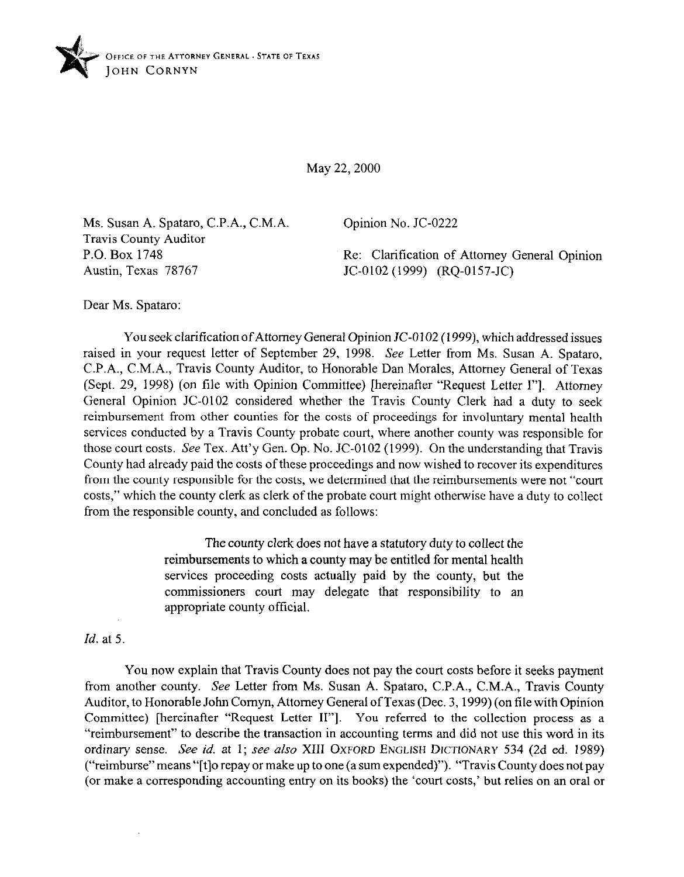OFFICE OF THE ATTORNEY GENERAL · STATE OF TEXAS
JOHN CORNYN

May 22, 2000

Ms. Susan A. Spataro, C.P.A., C.M.A.
Travis County Auditor
P.O. Box 1748
Austin, Texas 78767

Opinion No. JC-0222

Re: Clarification of Attorney General Opinion JC-0102 (1999) (RQ-0157-JC)

Dear Ms. Spataro:

You seek clarification of Attorney General Opinion JC-0102 (1999), which addressed issues raised in your request letter of September 29, 1998. *See* Letter from Ms. Susan A. Spataro, C.P.A., C.M.A., Travis County Auditor, to Honorable Dan Morales, Attorney General of Texas (Sept. 29, 1998) (on file with Opinion Committee) [hereinafter "Request Letter I"]. Attorney General Opinion JC-0102 considered whether the Travis County Clerk had a duty to seek reimbursement from other counties for the costs of proceedings for involuntary mental health services conducted by a Travis County probate court, where another county was responsible for those court costs. *See* Tex. Att'y Gen. Op. No. JC-0102 (1999). On the understanding that Travis County had already paid the costs of these proceedings and now wished to recover its expenditures from the county responsible for the costs, we determined that the reimbursements were not "court costs," which the county clerk as clerk of the probate court might otherwise have a duty to collect from the responsible county, and concluded as follows:

> The county clerk does not have a statutory duty to collect the reimbursements to which a county may be entitled for mental health services proceeding costs actually paid by the county, but the commissioners court may delegate that responsibility to an appropriate county official.

*Id.* at 5.

You now explain that Travis County does not pay the court costs before it seeks payment from another county. *See* Letter from Ms. Susan A. Spataro, C.P.A., C.M.A., Travis County Auditor, to Honorable John Cornyn, Attorney General of Texas (Dec. 3, 1999) (on file with Opinion Committee) [hereinafter "Request Letter II"]. You referred to the collection process as a "reimbursement" to describe the transaction in accounting terms and did not use this word in its ordinary sense. *See id.* at 1; *see also* XIII OXFORD ENGLISH DICTIONARY 534 (2d ed. 1989) ("reimburse" means "[t]o repay or make up to one (a sum expended)"). "Travis County does not pay (or make a corresponding accounting entry on its books) the 'court costs,' but relies on an oral or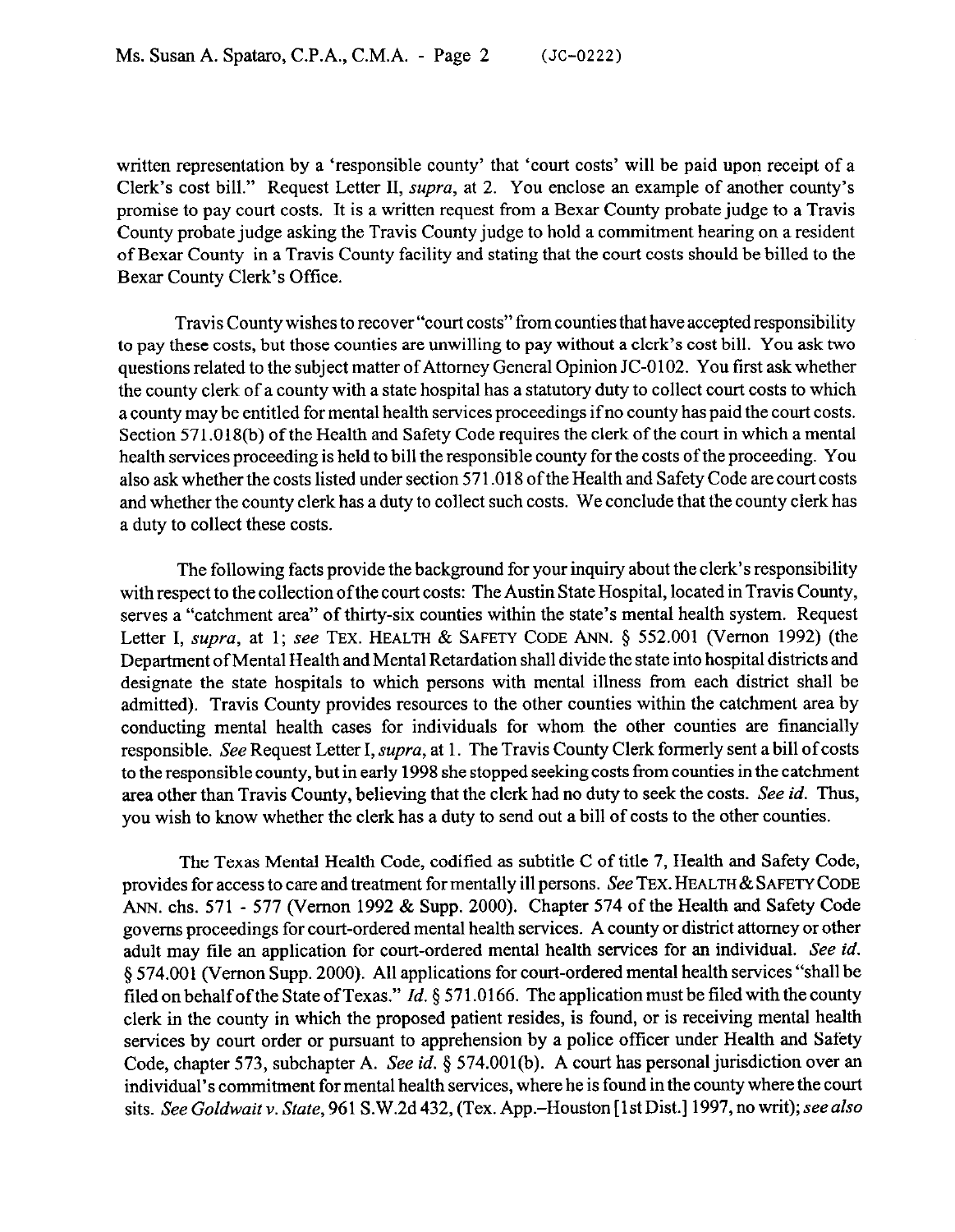written representation by a 'responsible county' that 'court costs' will be paid upon receipt of a Clerk's cost bill." Request Letter II, *supra*, at 2. You enclose an example of another county's promise to pay court costs. It is a written request from a Bexar County probate judge to a Travis County probate judge asking the Travis County judge to hold a commitment hearing on a resident of Bexar County in a Travis County facility and stating that the court costs should be billed to the Bexar County Clerk's Office.

Travis County wishes to recover "court costs" from counties that have accepted responsibility to pay these costs, but those counties are unwilling to pay without a clerk's cost bill. You ask two questions related to the subject matter of Attorney General Opinion JC-0102. You first ask whether the county clerk of a county with a state hospital has a statutory duty to collect court costs to which a county may be entitled for mental health services proceedings if no county has paid the court costs. Section 571.018(b) of the Health and Safety Code requires the clerk of the court in which a mental health services proceeding is held to bill the responsible county for the costs of the proceeding. You also ask whether the costs listed under section 571.018 of the Health and Safety Code are court costs and whether the county clerk has a duty to collect such costs. We conclude that the county clerk has a duty to collect these costs.

The following facts provide the background for your inquiry about the clerk's responsibility with respect to the collection of the court costs: The Austin State Hospital, located in Travis County, serves a "catchment area" of thirty-six counties within the state's mental health system. Request Letter I, *supra*, at 1; *see* TEX. HEALTH & SAFETY CODE ANN. § 552.001 (Vernon 1992) (the Department of Mental Health and Mental Retardation shall divide the state into hospital districts and designate the state hospitals to which persons with mental illness from each district shall be admitted). Travis County provides resources to the other counties within the catchment area by conducting mental health cases for individuals for whom the other counties are financially responsible. *See* Request Letter I, *supra*, at 1. The Travis County Clerk formerly sent a bill of costs to the responsible county, but in early 1998 she stopped seeking costs from counties in the catchment area other than Travis County, believing that the clerk had no duty to seek the costs. *See id.* Thus, you wish to know whether the clerk has a duty to send out a bill of costs to the other counties.

The Texas Mental Health Code, codified as subtitle C of title 7, Health and Safety Code, provides for access to care and treatment for mentally ill persons. *See* TEX. HEALTH & SAFETY CODE ANN. chs. 571 - 577 (Vernon 1992 & Supp. 2000). Chapter 574 of the Health and Safety Code governs proceedings for court-ordered mental health services. A county or district attorney or other adult may file an application for court-ordered mental health services for an individual. *See id.* § 574.001 (Vernon Supp. 2000). All applications for court-ordered mental health services "shall be filed on behalf of the State of Texas." *Id.* § 571.0166. The application must be filed with the county clerk in the county in which the proposed patient resides, is found, or is receiving mental health services by court order or pursuant to apprehension by a police officer under Health and Safety Code, chapter 573, subchapter A. *See id.* § 574.001(b). A court has personal jurisdiction over an individual's commitment for mental health services, where he is found in the county where the court sits. *See Goldwait v. State*, 961 S.W.2d 432, (Tex. App.–Houston [1st Dist.] 1997, no writ); *see also*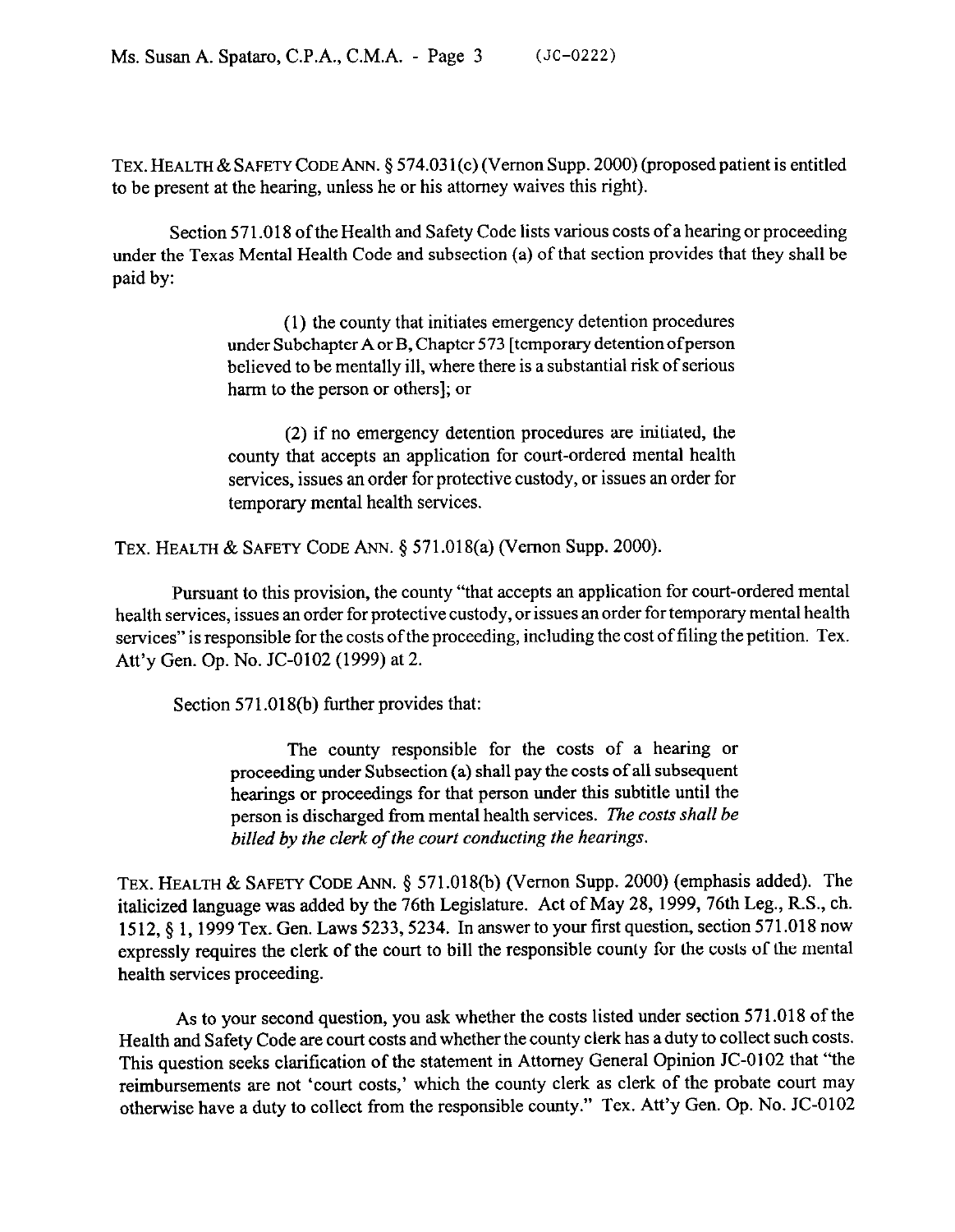TEX. HEALTH & SAFETY CODE ANN. § 574.031(c) (Vernon Supp. 2000) (proposed patient is entitled to be present at the hearing, unless he or his attorney waives this right).

Section 571.018 of the Health and Safety Code lists various costs of a hearing or proceeding under the Texas Mental Health Code and subsection (a) of that section provides that they shall be paid by:

> (1) the county that initiates emergency detention procedures under Subchapter A or B, Chapter 573 [temporary detention of person believed to be mentally ill, where there is a substantial risk of serious harm to the person or others]; or
>
> (2) if no emergency detention procedures are initiated, the county that accepts an application for court-ordered mental health services, issues an order for protective custody, or issues an order for temporary mental health services.

TEX. HEALTH & SAFETY CODE ANN. § 571.018(a) (Vernon Supp. 2000).

Pursuant to this provision, the county "that accepts an application for court-ordered mental health services, issues an order for protective custody, or issues an order for temporary mental health services" is responsible for the costs of the proceeding, including the cost of filing the petition. Tex. Att'y Gen. Op. No. JC-0102 (1999) at 2.

Section 571.018(b) further provides that:

> The county responsible for the costs of a hearing or proceeding under Subsection (a) shall pay the costs of all subsequent hearings or proceedings for that person under this subtitle until the person is discharged from mental health services. *The costs shall be billed by the clerk of the court conducting the hearings.*

TEX. HEALTH & SAFETY CODE ANN. § 571.018(b) (Vernon Supp. 2000) (emphasis added). The italicized language was added by the 76th Legislature. Act of May 28, 1999, 76th Leg., R.S., ch. 1512, § 1, 1999 Tex. Gen. Laws 5233, 5234. In answer to your first question, section 571.018 now expressly requires the clerk of the court to bill the responsible county for the costs of the mental health services proceeding.

As to your second question, you ask whether the costs listed under section 571.018 of the Health and Safety Code are court costs and whether the county clerk has a duty to collect such costs. This question seeks clarification of the statement in Attorney General Opinion JC-0102 that "the reimbursements are not 'court costs,' which the county clerk as clerk of the probate court may otherwise have a duty to collect from the responsible county." Tex. Att'y Gen. Op. No. JC-0102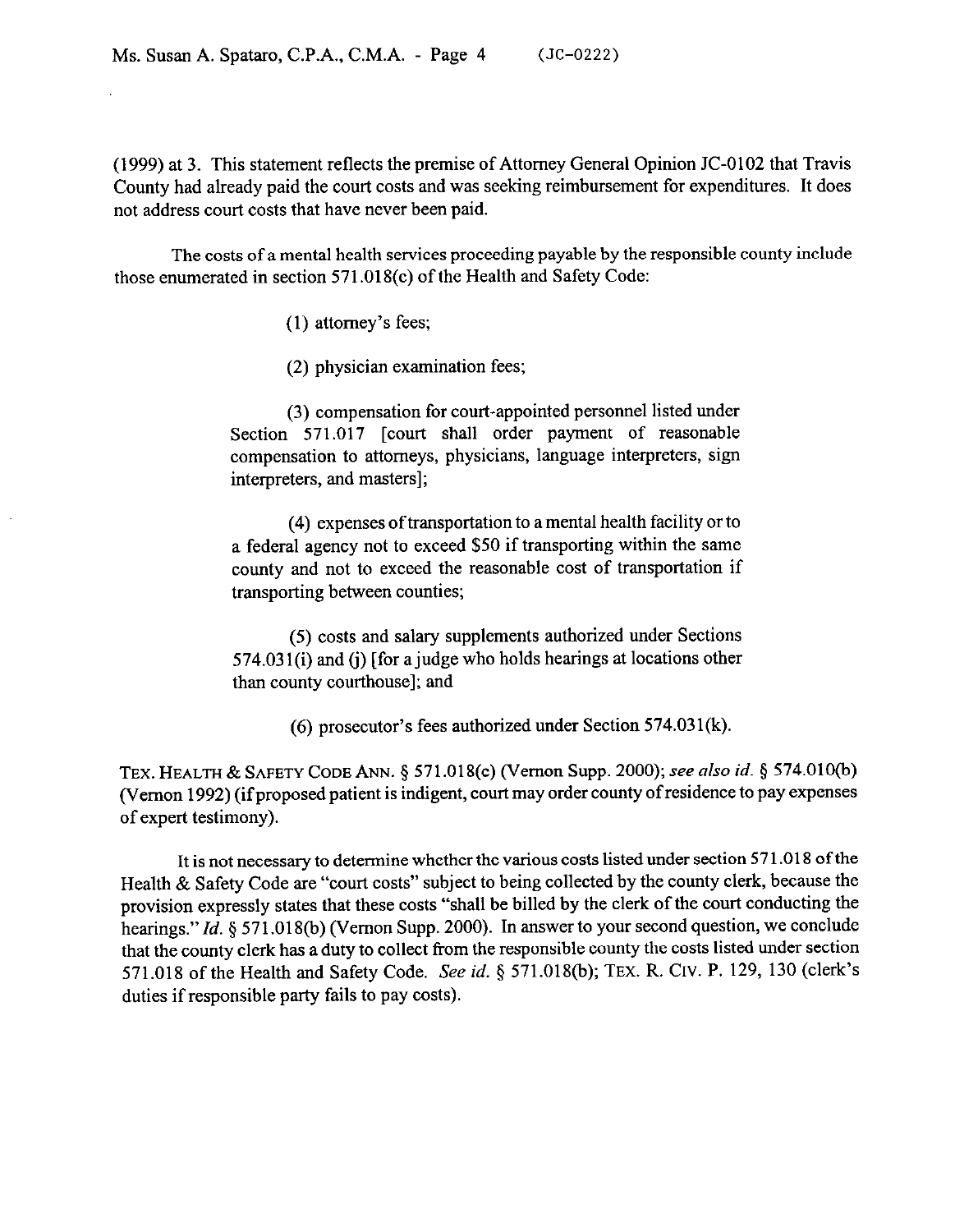(1999) at 3. This statement reflects the premise of Attorney General Opinion JC-0102 that Travis County had already paid the court costs and was seeking reimbursement for expenditures. It does not address court costs that have never been paid.

The costs of a mental health services proceeding payable by the responsible county include those enumerated in section 571.018(c) of the Health and Safety Code:

> (1) attorney's fees;
>
> (2) physician examination fees;
>
> (3) compensation for court-appointed personnel listed under Section 571.017 [court shall order payment of reasonable compensation to attorneys, physicians, language interpreters, sign interpreters, and masters];
>
> (4) expenses of transportation to a mental health facility or to a federal agency not to exceed $50 if transporting within the same county and not to exceed the reasonable cost of transportation if transporting between counties;
>
> (5) costs and salary supplements authorized under Sections 574.031(i) and (j) [for a judge who holds hearings at locations other than county courthouse]; and
>
> (6) prosecutor's fees authorized under Section 574.031(k).

TEX. HEALTH & SAFETY CODE ANN. § 571.018(c) (Vernon Supp. 2000); *see also id.* § 574.010(b) (Vernon 1992) (if proposed patient is indigent, court may order county of residence to pay expenses of expert testimony).

It is not necessary to determine whether the various costs listed under section 571.018 of the Health & Safety Code are "court costs" subject to being collected by the county clerk, because the provision expressly states that these costs "shall be billed by the clerk of the court conducting the hearings." *Id.* § 571.018(b) (Vernon Supp. 2000). In answer to your second question, we conclude that the county clerk has a duty to collect from the responsible county the costs listed under section 571.018 of the Health and Safety Code. *See id.* § 571.018(b); TEX. R. CIV. P. 129, 130 (clerk's duties if responsible party fails to pay costs).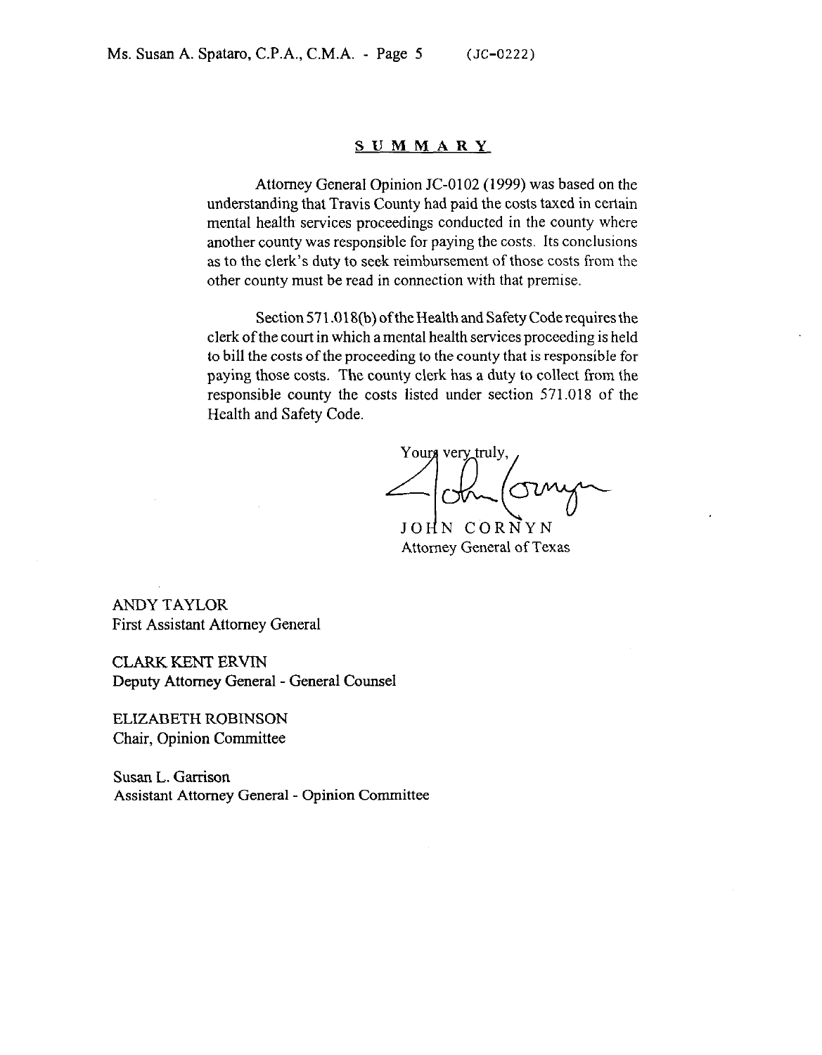## SUMMARY

Attorney General Opinion JC-0102 (1999) was based on the understanding that Travis County had paid the costs taxed in certain mental health services proceedings conducted in the county where another county was responsible for paying the costs. Its conclusions as to the clerk's duty to seek reimbursement of those costs from the other county must be read in connection with that premise.

Section 571.018(b) of the Health and Safety Code requires the clerk of the court in which a mental health services proceeding is held to bill the costs of the proceeding to the county that is responsible for paying those costs. The county clerk has a duty to collect from the responsible county the costs listed under section 571.018 of the Health and Safety Code.

Yours very truly,

JOHN CORNYN
Attorney General of Texas

ANDY TAYLOR
First Assistant Attorney General

CLARK KENT ERVIN
Deputy Attorney General - General Counsel

ELIZABETH ROBINSON
Chair, Opinion Committee

Susan L. Garrison
Assistant Attorney General - Opinion Committee